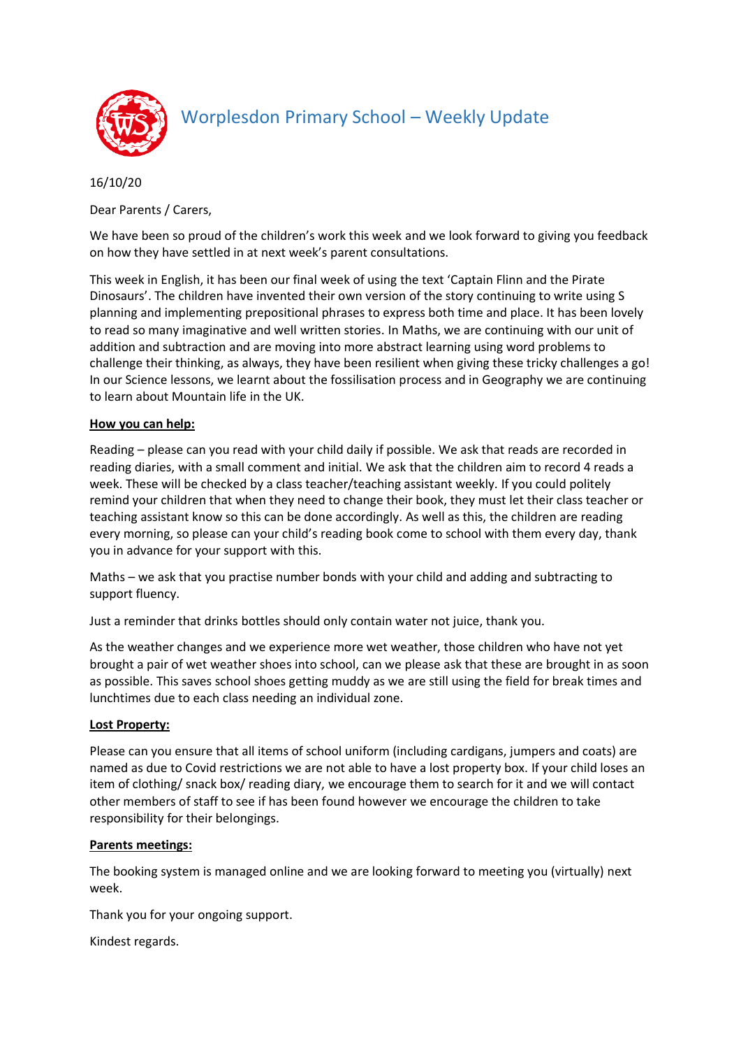# Worplesdon Primary School – Weekly Update

16/10/20

Dear Parents / Carers,

We have been so proud of the children's work this week and we look forward to giving you feedback on how they have settled in at next week's parent consultations.

This week in English, it has been our final week of using the text 'Captain Flinn and the Pirate Dinosaurs'. The children have invented their own version of the story continuing to write using S planning and implementing prepositional phrases to express both time and place. It has been lovely to read so many imaginative and well written stories. In Maths, we are continuing with our unit of addition and subtraction and are moving into more abstract learning using word problems to challenge their thinking, as always, they have been resilient when giving these tricky challenges a go! In our Science lessons, we learnt about the fossilisation process and in Geography we are continuing to learn about Mountain life in the UK.

**<u>How you can help:</u>**

Reading – please can you read with your child daily if possible. We ask that reads are recorded in reading diaries, with a small comment and initial. We ask that the children aim to record 4 reads a week. These will be checked by a class teacher/teaching assistant weekly. If you could politely remind your children that when they need to change their book, they must let their class teacher or teaching assistant know so this can be done accordingly. As well as this, the children are reading every morning, so please can your child's reading book come to school with them every day, thank you in advance for your support with this.

Maths – we ask that you practise number bonds with your child and adding and subtracting to support fluency.

Just a reminder that drinks bottles should only contain water not juice, thank you.

As the weather changes and we experience more wet weather, those children who have not yet brought a pair of wet weather shoes into school, can we please ask that these are brought in as soon as possible. This saves school shoes getting muddy as we are still using the field for break times and lunchtimes due to each class needing an individual zone.

**<u>Lost Property:</u>**

Please can you ensure that all items of school uniform (including cardigans, jumpers and coats) are named as due to Covid restrictions we are not able to have a lost property box. If your child loses an item of clothing/ snack box/ reading diary, we encourage them to search for it and we will contact other members of staff to see if has been found however we encourage the children to take responsibility for their belongings.

**<u>Parents meetings:</u>**

The booking system is managed online and we are looking forward to meeting you (virtually) next week.

Thank you for your ongoing support.

Kindest regards.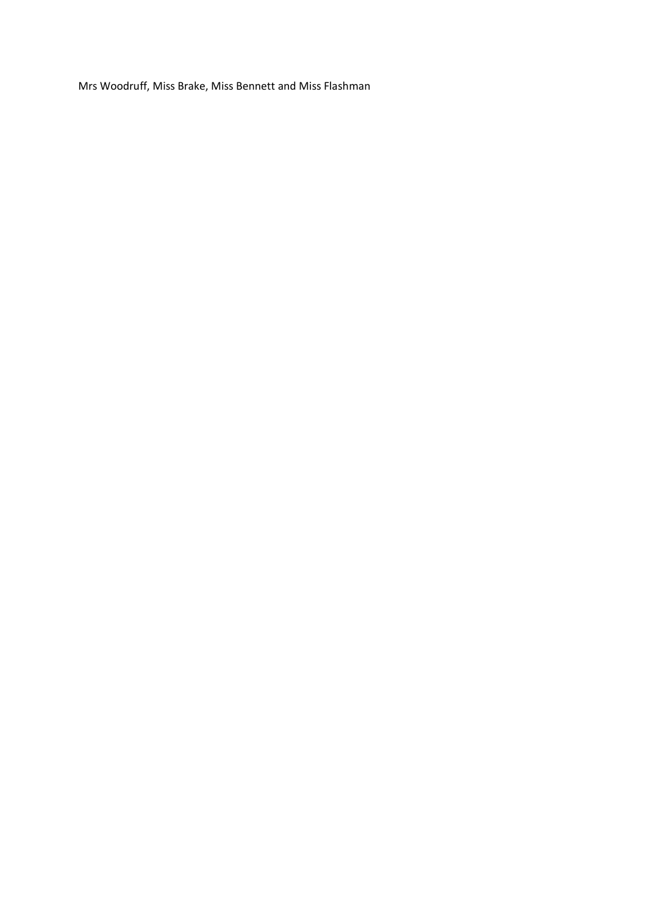Mrs Woodruff, Miss Brake, Miss Bennett and Miss Flashman